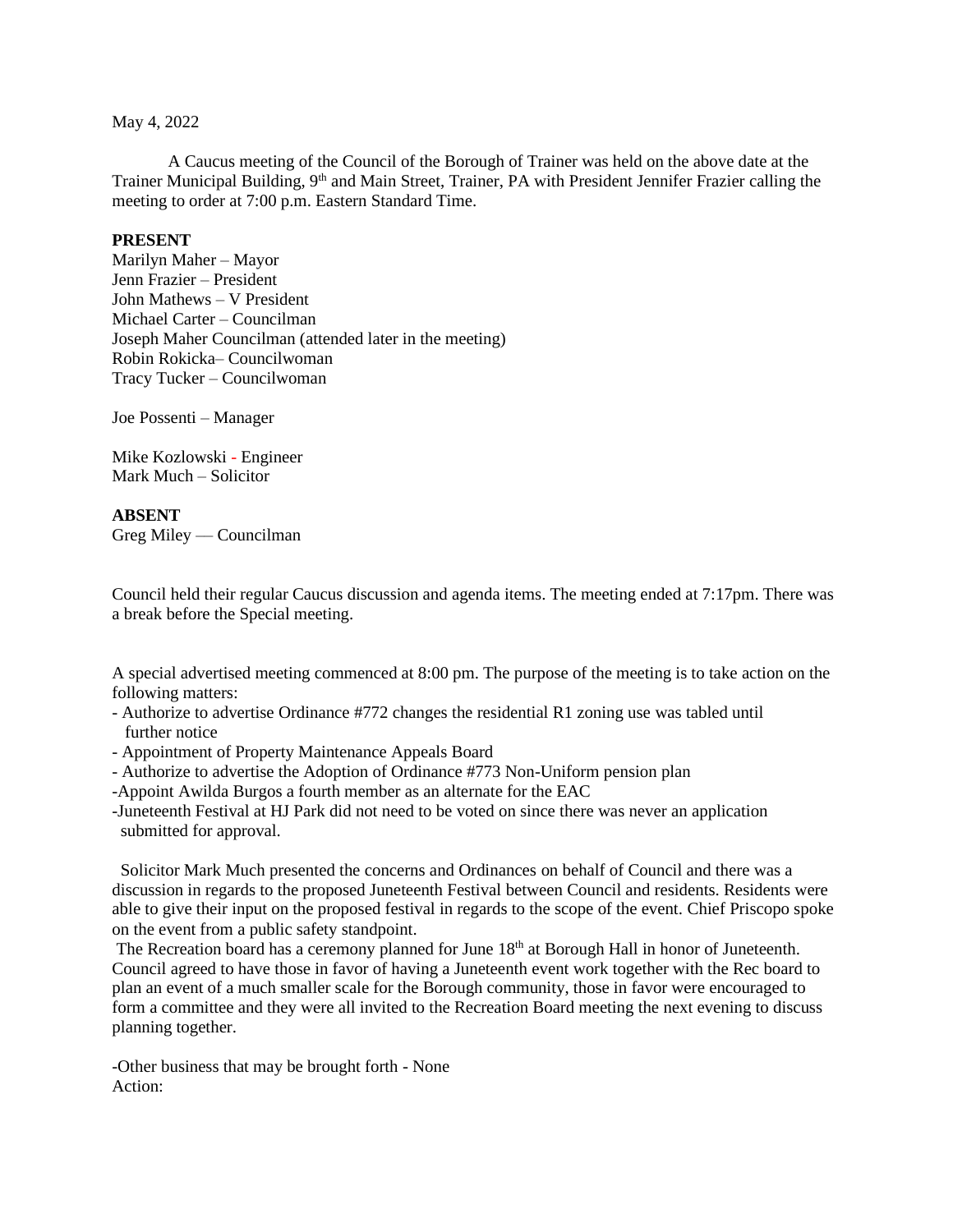May 4, 2022

A Caucus meeting of the Council of the Borough of Trainer was held on the above date at the Trainer Municipal Building, 9th and Main Street, Trainer, PA with President Jennifer Frazier calling the meeting to order at 7:00 p.m. Eastern Standard Time.

**PRESENT**
Marilyn Maher – Mayor
Jenn Frazier – President
John Mathews – V President
Michael Carter – Councilman
Joseph Maher Councilman (attended later in the meeting)
Robin Rokicka– Councilwoman
Tracy Tucker – Councilwoman

Joe Possenti – Manager

Mike Kozlowski - Engineer
Mark Much – Solicitor

**ABSENT**
Greg Miley — Councilman

Council held their regular Caucus discussion and agenda items. The meeting ended at 7:17pm. There was a break before the Special meeting.

A special advertised meeting commenced at 8:00 pm. The purpose of the meeting is to take action on the following matters:

- Authorize to advertise Ordinance #772 changes the residential R1 zoning use was tabled until further notice
- Appointment of Property Maintenance Appeals Board
- Authorize to advertise the Adoption of Ordinance #773 Non-Uniform pension plan
- Appoint Awilda Burgos a fourth member as an alternate for the EAC
- Juneteenth Festival at HJ Park did not need to be voted on since there was never an application submitted for approval.

Solicitor Mark Much presented the concerns and Ordinances on behalf of Council and there was a discussion in regards to the proposed Juneteenth Festival between Council and residents. Residents were able to give their input on the proposed festival in regards to the scope of the event. Chief Priscopo spoke on the event from a public safety standpoint.

The Recreation board has a ceremony planned for June 18th at Borough Hall in honor of Juneteenth. Council agreed to have those in favor of having a Juneteenth event work together with the Rec board to plan an event of a much smaller scale for the Borough community, those in favor were encouraged to form a committee and they were all invited to the Recreation Board meeting the next evening to discuss planning together.

-Other business that may be brought forth - None
Action: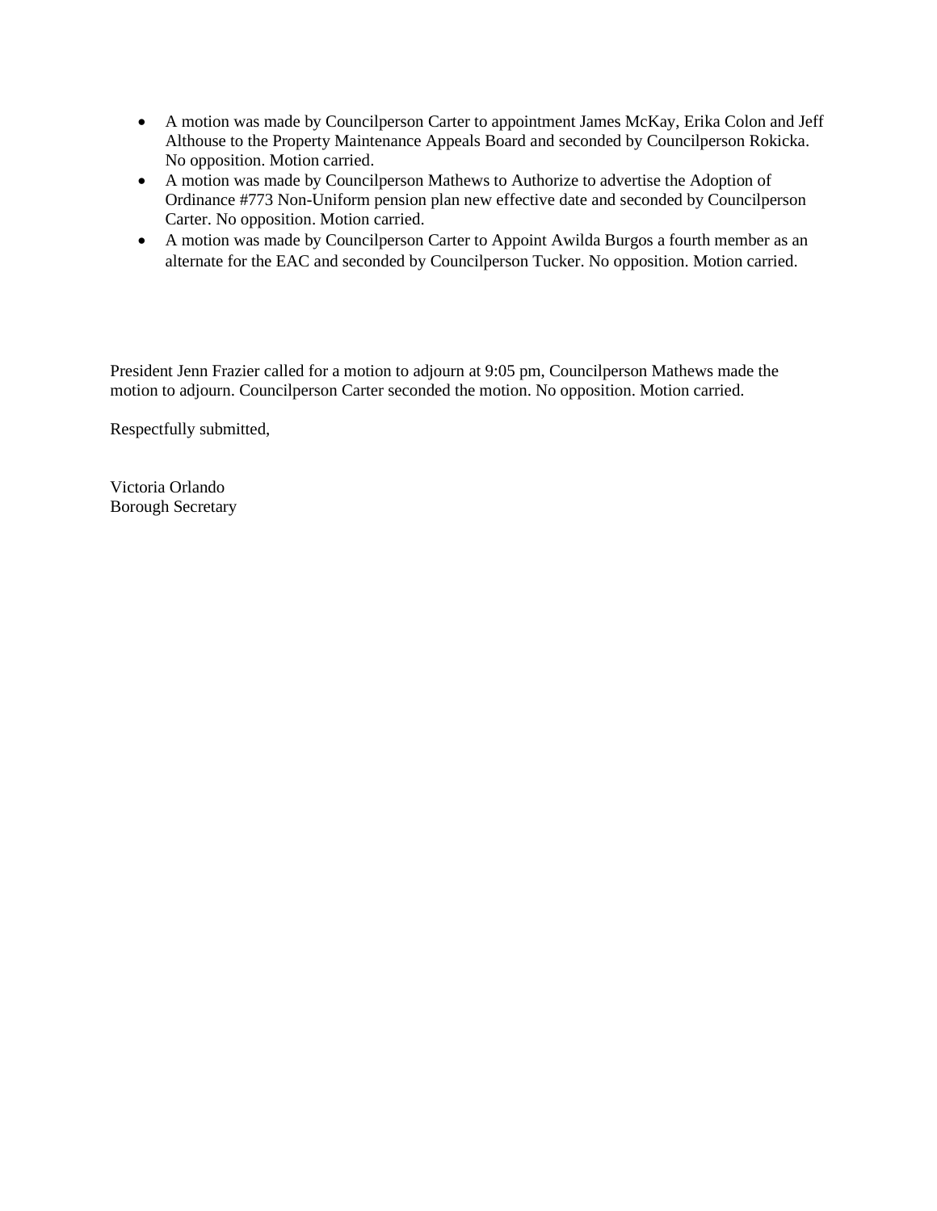- A motion was made by Councilperson Carter to appointment James McKay, Erika Colon and Jeff Althouse to the Property Maintenance Appeals Board and seconded by Councilperson Rokicka. No opposition. Motion carried.
- A motion was made by Councilperson Mathews to Authorize to advertise the Adoption of Ordinance #773 Non-Uniform pension plan new effective date and seconded by Councilperson Carter. No opposition. Motion carried.
- A motion was made by Councilperson Carter to Appoint Awilda Burgos a fourth member as an alternate for the EAC and seconded by Councilperson Tucker. No opposition. Motion carried.

President Jenn Frazier called for a motion to adjourn at 9:05 pm, Councilperson Mathews made the motion to adjourn. Councilperson Carter seconded the motion. No opposition. Motion carried.

Respectfully submitted,

Victoria Orlando
Borough Secretary